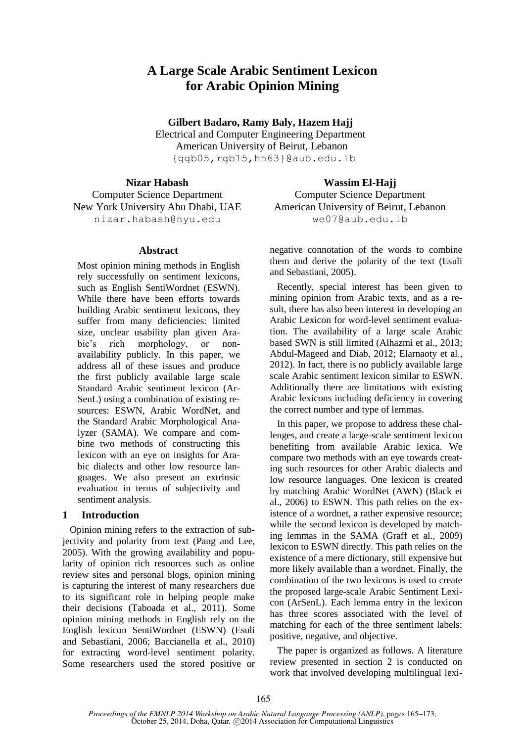# A Large Scale Arabic Sentiment Lexicon for Arabic Opinion Mining

**Gilbert Badaro, Ramy Baly, Hazem Hajj**
Electrical and Computer Engineering Department
American University of Beirut, Lebanon
{ggb05,rgb15,hh63}@aub.edu.lb

**Nizar Habash**
Computer Science Department
New York University Abu Dhabi, UAE
nizar.habash@nyu.edu

**Wassim El-Hajj**
Computer Science Department
American University of Beirut, Lebanon
we07@aub.edu.lb

## Abstract

Most opinion mining methods in English rely successfully on sentiment lexicons, such as English SentiWordnet (ESWN). While there have been efforts towards building Arabic sentiment lexicons, they suffer from many deficiencies: limited size, unclear usability plan given Arabic's rich morphology, or non-availability publicly. In this paper, we address all of these issues and produce the first publicly available large scale Standard Arabic sentiment lexicon (ArSenL) using a combination of existing resources: ESWN, Arabic WordNet, and the Standard Arabic Morphological Analyzer (SAMA). We compare and combine two methods of constructing this lexicon with an eye on insights for Arabic dialects and other low resource languages. We also present an extrinsic evaluation in terms of subjectivity and sentiment analysis.

## 1 Introduction

Opinion mining refers to the extraction of subjectivity and polarity from text (Pang and Lee, 2005). With the growing availability and popularity of opinion rich resources such as online review sites and personal blogs, opinion mining is capturing the interest of many researchers due to its significant role in helping people make their decisions (Taboada et al., 2011). Some opinion mining methods in English rely on the English lexicon SentiWordnet (ESWN) (Esuli and Sebastiani, 2006; Baccianella et al., 2010) for extracting word-level sentiment polarity. Some researchers used the stored positive or negative connotation of the words to combine them and derive the polarity of the text (Esuli and Sebastiani, 2005).

Recently, special interest has been given to mining opinion from Arabic texts, and as a result, there has also been interest in developing an Arabic Lexicon for word-level sentiment evaluation. The availability of a large scale Arabic based SWN is still limited (Alhazmi et al., 2013; Abdul-Mageed and Diab, 2012; Elarnaoty et al., 2012). In fact, there is no publicly available large scale Arabic sentiment lexicon similar to ESWN. Additionally there are limitations with existing Arabic lexicons including deficiency in covering the correct number and type of lemmas.

In this paper, we propose to address these challenges, and create a large-scale sentiment lexicon benefiting from available Arabic lexica. We compare two methods with an eye towards creating such resources for other Arabic dialects and low resource languages. One lexicon is created by matching Arabic WordNet (AWN) (Black et al., 2006) to ESWN. This path relies on the existence of a wordnet, a rather expensive resource; while the second lexicon is developed by matching lemmas in the SAMA (Graff et al., 2009) lexicon to ESWN directly. This path relies on the existence of a mere dictionary, still expensive but more likely available than a wordnet. Finally, the combination of the two lexicons is used to create the proposed large-scale Arabic Sentiment Lexicon (ArSenL). Each lemma entry in the lexicon has three scores associated with the level of matching for each of the three sentiment labels: positive, negative, and objective.

The paper is organized as follows. A literature review presented in section 2 is conducted on work that involved developing multilingual lexi-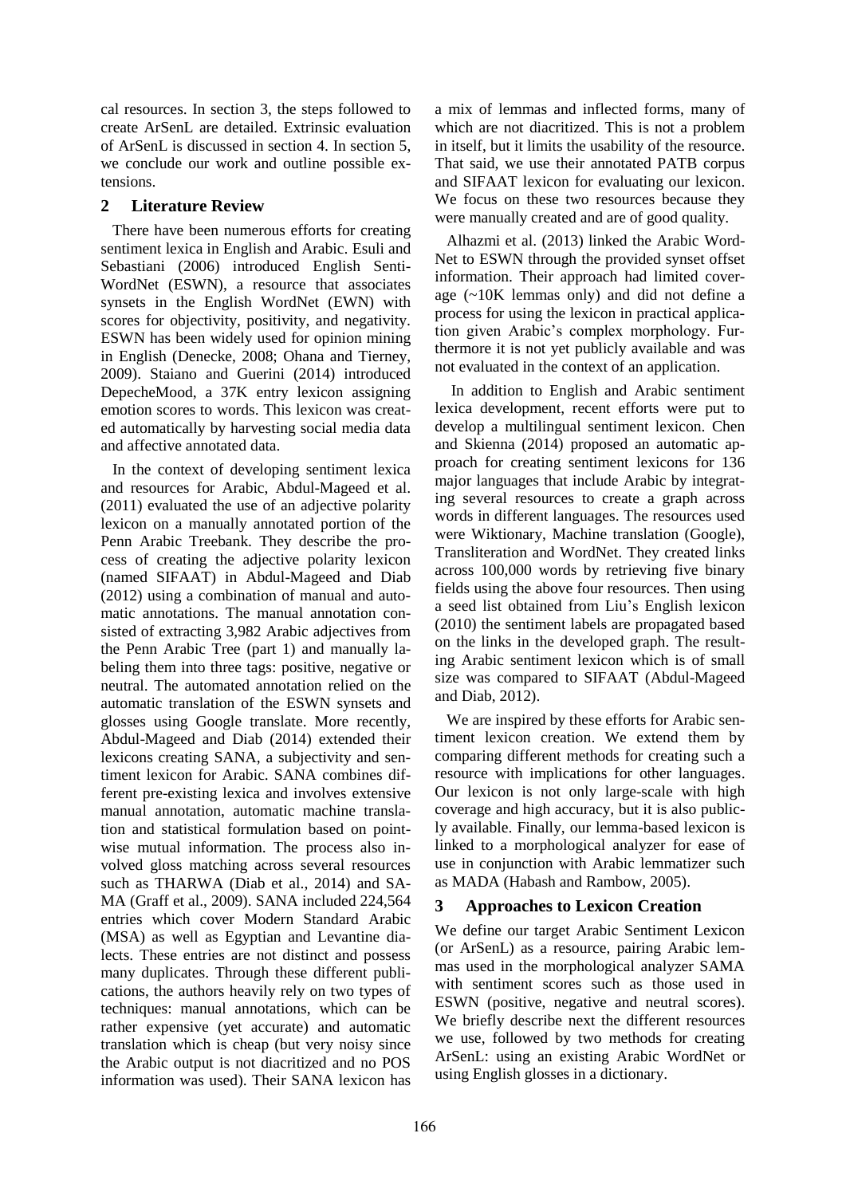cal resources. In section 3, the steps followed to create ArSenL are detailed. Extrinsic evaluation of ArSenL is discussed in section 4. In section 5, we conclude our work and outline possible extensions.

## 2 Literature Review

There have been numerous efforts for creating sentiment lexica in English and Arabic. Esuli and Sebastiani (2006) introduced English SentiWordNet (ESWN), a resource that associates synsets in the English WordNet (EWN) with scores for objectivity, positivity, and negativity. ESWN has been widely used for opinion mining in English (Denecke, 2008; Ohana and Tierney, 2009). Staiano and Guerini (2014) introduced DepecheMood, a 37K entry lexicon assigning emotion scores to words. This lexicon was created automatically by harvesting social media data and affective annotated data.

In the context of developing sentiment lexica and resources for Arabic, Abdul-Mageed et al. (2011) evaluated the use of an adjective polarity lexicon on a manually annotated portion of the Penn Arabic Treebank. They describe the process of creating the adjective polarity lexicon (named SIFAAT) in Abdul-Mageed and Diab (2012) using a combination of manual and automatic annotations. The manual annotation consisted of extracting 3,982 Arabic adjectives from the Penn Arabic Tree (part 1) and manually labeling them into three tags: positive, negative or neutral. The automated annotation relied on the automatic translation of the ESWN synsets and glosses using Google translate. More recently, Abdul-Mageed and Diab (2014) extended their lexicons creating SANA, a subjectivity and sentiment lexicon for Arabic. SANA combines different pre-existing lexica and involves extensive manual annotation, automatic machine translation and statistical formulation based on pointwise mutual information. The process also involved gloss matching across several resources such as THARWA (Diab et al., 2014) and SAMA (Graff et al., 2009). SANA included 224,564 entries which cover Modern Standard Arabic (MSA) as well as Egyptian and Levantine dialects. These entries are not distinct and possess many duplicates. Through these different publications, the authors heavily rely on two types of techniques: manual annotations, which can be rather expensive (yet accurate) and automatic translation which is cheap (but very noisy since the Arabic output is not diacritized and no POS information was used). Their SANA lexicon has a mix of lemmas and inflected forms, many of which are not diacritized. This is not a problem in itself, but it limits the usability of the resource. That said, we use their annotated PATB corpus and SIFAAT lexicon for evaluating our lexicon. We focus on these two resources because they were manually created and are of good quality.

Alhazmi et al. (2013) linked the Arabic WordNet to ESWN through the provided synset offset information. Their approach had limited coverage (~10K lemmas only) and did not define a process for using the lexicon in practical application given Arabic's complex morphology. Furthermore it is not yet publicly available and was not evaluated in the context of an application.

In addition to English and Arabic sentiment lexica development, recent efforts were put to develop a multilingual sentiment lexicon. Chen and Skienna (2014) proposed an automatic approach for creating sentiment lexicons for 136 major languages that include Arabic by integrating several resources to create a graph across words in different languages. The resources used were Wiktionary, Machine translation (Google), Transliteration and WordNet. They created links across 100,000 words by retrieving five binary fields using the above four resources. Then using a seed list obtained from Liu's English lexicon (2010) the sentiment labels are propagated based on the links in the developed graph. The resulting Arabic sentiment lexicon which is of small size was compared to SIFAAT (Abdul-Mageed and Diab, 2012).

We are inspired by these efforts for Arabic sentiment lexicon creation. We extend them by comparing different methods for creating such a resource with implications for other languages. Our lexicon is not only large-scale with high coverage and high accuracy, but it is also publicly available. Finally, our lemma-based lexicon is linked to a morphological analyzer for ease of use in conjunction with Arabic lemmatizer such as MADA (Habash and Rambow, 2005).

## 3 Approaches to Lexicon Creation

We define our target Arabic Sentiment Lexicon (or ArSenL) as a resource, pairing Arabic lemmas used in the morphological analyzer SAMA with sentiment scores such as those used in ESWN (positive, negative and neutral scores). We briefly describe next the different resources we use, followed by two methods for creating ArSenL: using an existing Arabic WordNet or using English glosses in a dictionary.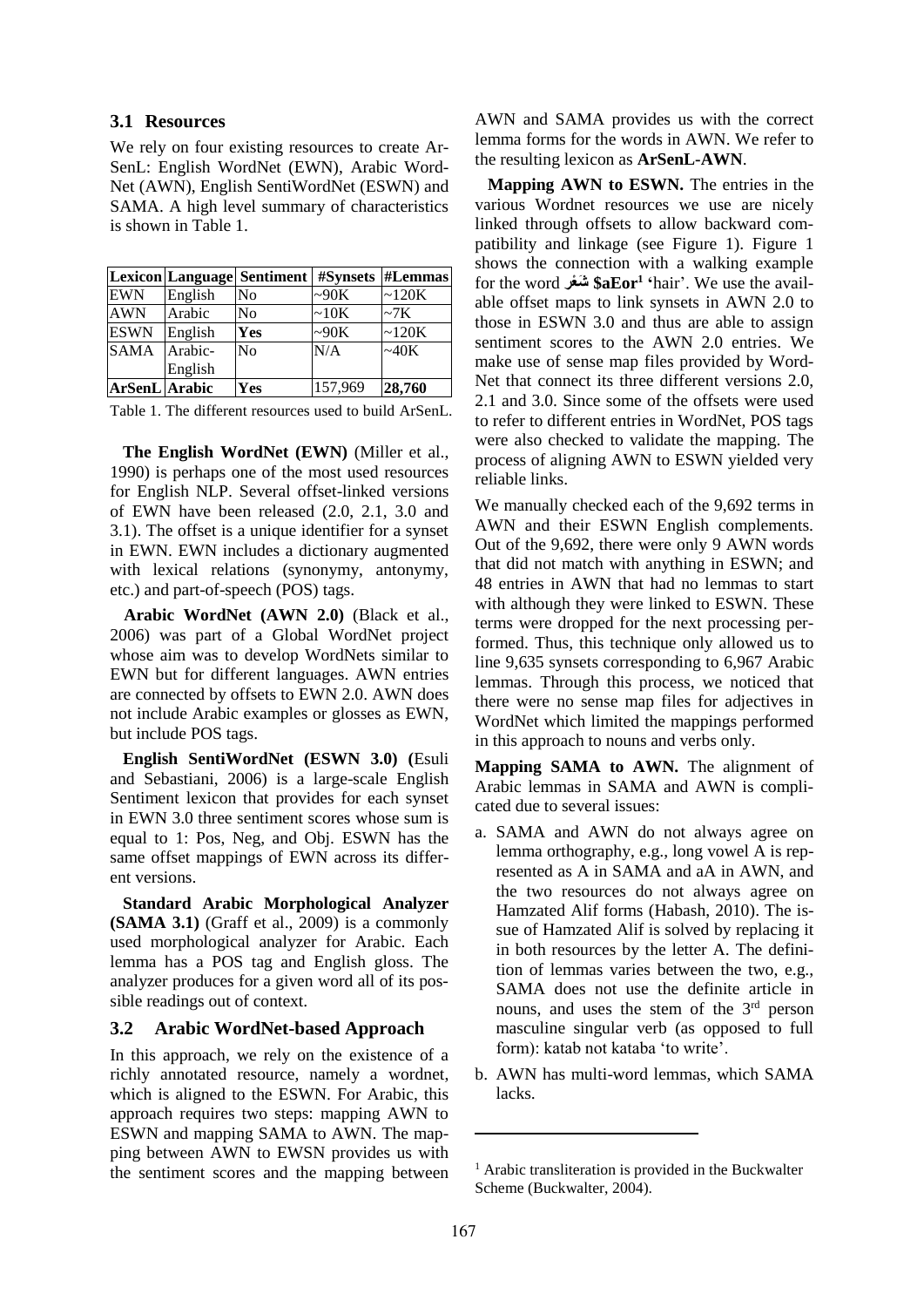### 3.1 Resources

We rely on four existing resources to create ArSenL: English WordNet (EWN), Arabic WordNet (AWN), English SentiWordNet (ESWN) and SAMA. A high level summary of characteristics is shown in Table 1.

| Lexicon | Language | Sentiment | #Synsets | #Lemmas |
|---|---|---|---|---|
| EWN | English | No | ~90K | ~120K |
| AWN | Arabic | No | ~10K | ~7K |
| ESWN | English | **Yes** | ~90K | ~120K |
| SAMA | Arabic-English | No | N/A | ~40K |
| **ArSenL** | **Arabic** | **Yes** | 157,969 | **28,760** |

Table 1. The different resources used to build ArSenL.

**The English WordNet (EWN)** (Miller et al., 1990) is perhaps one of the most used resources for English NLP. Several offset-linked versions of EWN have been released (2.0, 2.1, 3.0 and 3.1). The offset is a unique identifier for a synset in EWN. EWN includes a dictionary augmented with lexical relations (synonymy, antonymy, etc.) and part-of-speech (POS) tags.

**Arabic WordNet (AWN 2.0)** (Black et al., 2006) was part of a Global WordNet project whose aim was to develop WordNets similar to EWN but for different languages. AWN entries are connected by offsets to EWN 2.0. AWN does not include Arabic examples or glosses as EWN, but include POS tags.

**English SentiWordNet (ESWN 3.0) (**Esuli and Sebastiani, 2006) is a large-scale English Sentiment lexicon that provides for each synset in EWN 3.0 three sentiment scores whose sum is equal to 1: Pos, Neg, and Obj. ESWN has the same offset mappings of EWN across its different versions.

**Standard Arabic Morphological Analyzer (SAMA 3.1)** (Graff et al., 2009) is a commonly used morphological analyzer for Arabic. Each lemma has a POS tag and English gloss. The analyzer produces for a given word all of its possible readings out of context.

### 3.2 Arabic WordNet-based Approach

In this approach, we rely on the existence of a richly annotated resource, namely a wordnet, which is aligned to the ESWN. For Arabic, this approach requires two steps: mapping AWN to ESWN and mapping SAMA to AWN. The mapping between AWN to EWSN provides us with the sentiment scores and the mapping between AWN and SAMA provides us with the correct lemma forms for the words in AWN. We refer to the resulting lexicon as **ArSenL-AWN**.

**Mapping AWN to ESWN.** The entries in the various Wordnet resources we use are nicely linked through offsets to allow backward compatibility and linkage (see Figure 1). Figure 1 shows the connection with a walking example for the word **شَعْر $aEor**[1] **'**hair'. We use the available offset maps to link synsets in AWN 2.0 to those in ESWN 3.0 and thus are able to assign sentiment scores to the AWN 2.0 entries. We make use of sense map files provided by WordNet that connect its three different versions 2.0, 2.1 and 3.0. Since some of the offsets were used to refer to different entries in WordNet, POS tags were also checked to validate the mapping. The process of aligning AWN to ESWN yielded very reliable links.

We manually checked each of the 9,692 terms in AWN and their ESWN English complements. Out of the 9,692, there were only 9 AWN words that did not match with anything in ESWN; and 48 entries in AWN that had no lemmas to start with although they were linked to ESWN. These terms were dropped for the next processing performed. Thus, this technique only allowed us to line 9,635 synsets corresponding to 6,967 Arabic lemmas. Through this process, we noticed that there were no sense map files for adjectives in WordNet which limited the mappings performed in this approach to nouns and verbs only.

**Mapping SAMA to AWN.** The alignment of Arabic lemmas in SAMA and AWN is complicated due to several issues:

a. SAMA and AWN do not always agree on lemma orthography, e.g., long vowel A is represented as A in SAMA and aA in AWN, and the two resources do not always agree on Hamzated Alif forms (Habash, 2010). The issue of Hamzated Alif is solved by replacing it in both resources by the letter A. The definition of lemmas varies between the two, e.g., SAMA does not use the definite article in nouns, and uses the stem of the 3rd person masculine singular verb (as opposed to full form): katab not kataba 'to write'.

b. AWN has multi-word lemmas, which SAMA lacks.

[1] Arabic transliteration is provided in the Buckwalter Scheme (Buckwalter, 2004).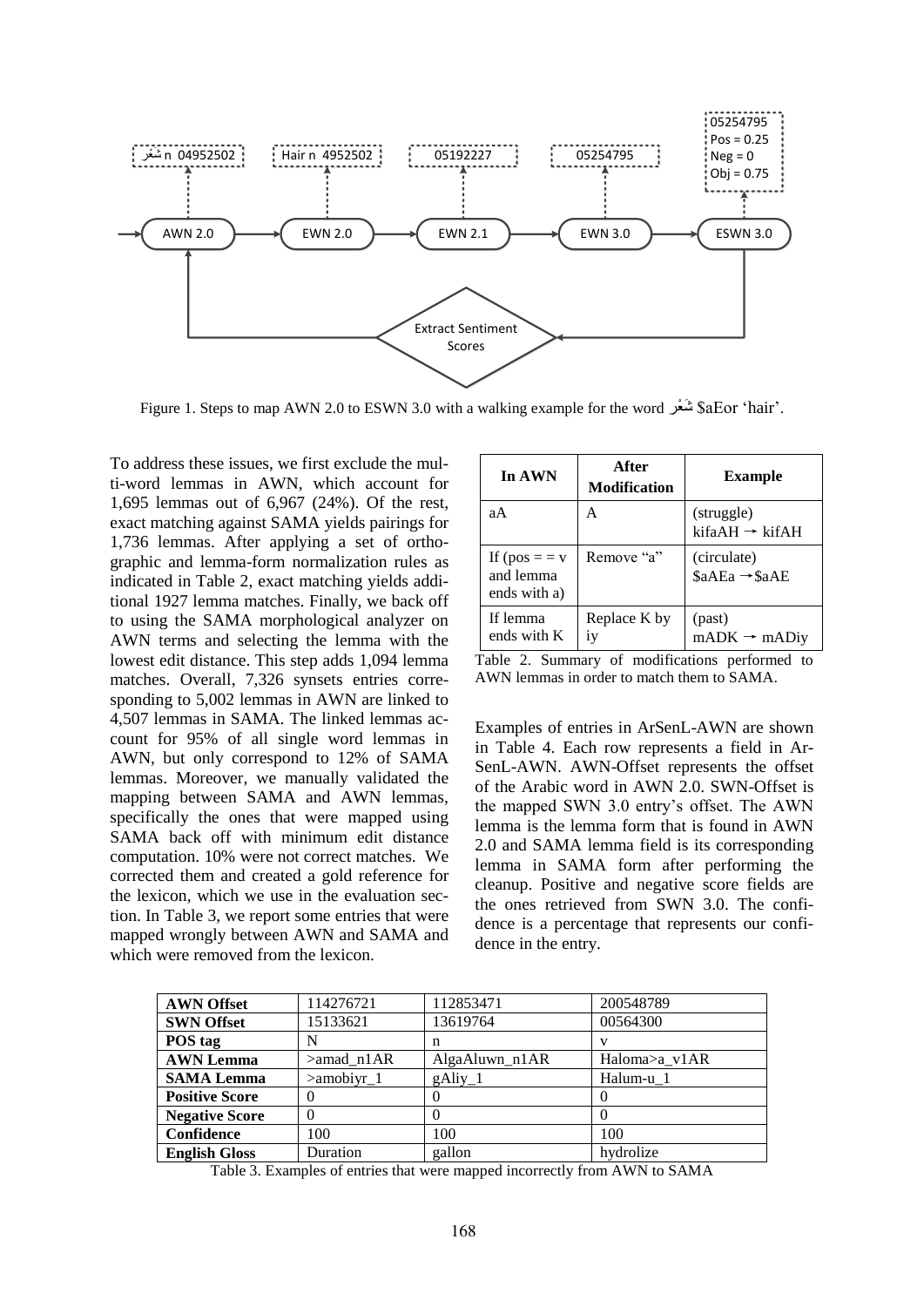Figure 1. Steps to map AWN 2.0 to ESWN 3.0 with a walking example for the word شَعْر \$aEor 'hair'.

To address these issues, we first exclude the multi-word lemmas in AWN, which account for 1,695 lemmas out of 6,967 (24%). Of the rest, exact matching against SAMA yields pairings for 1,736 lemmas. After applying a set of orthographic and lemma-form normalization rules as indicated in Table 2, exact matching yields additional 1927 lemma matches. Finally, we back off to using the SAMA morphological analyzer on AWN terms and selecting the lemma with the lowest edit distance. This step adds 1,094 lemma matches. Overall, 7,326 synsets entries corresponding to 5,002 lemmas in AWN are linked to 4,507 lemmas in SAMA. The linked lemmas account for 95% of all single word lemmas in AWN, but only correspond to 12% of SAMA lemmas. Moreover, we manually validated the mapping between SAMA and AWN lemmas, specifically the ones that were mapped using SAMA back off with minimum edit distance computation. 10% were not correct matches. We corrected them and created a gold reference for the lexicon, which we use in the evaluation section. In Table 3, we report some entries that were mapped wrongly between AWN and SAMA and which were removed from the lexicon.

| In AWN | After Modification | Example |
|---|---|---|
| aA | A | (struggle) kifaAH → kifAH |
| If (pos = = v and lemma ends with a) | Remove "a" | (circulate) \$aAEa → \$aAE |
| If lemma ends with K | Replace K by iy | (past) mADK → mADiy |

Table 2. Summary of modifications performed to AWN lemmas in order to match them to SAMA.

Examples of entries in ArSenL-AWN are shown in Table 4. Each row represents a field in ArSenL-AWN. AWN-Offset represents the offset of the Arabic word in AWN 2.0. SWN-Offset is the mapped SWN 3.0 entry's offset. The AWN lemma is the lemma form that is found in AWN 2.0 and SAMA lemma field is its corresponding lemma in SAMA form after performing the cleanup. Positive and negative score fields are the ones retrieved from SWN 3.0. The confidence is a percentage that represents our confidence in the entry.

| **AWN Offset** | 114276721 | 112853471 | 200548789 |
|---|---|---|---|
| **SWN Offset** | 15133621 | 13619764 | 00564300 |
| **POS tag** | N | n | v |
| **AWN Lemma** | >amad_n1AR | AlgaAluwn_n1AR | Haloma>a_v1AR |
| **SAMA Lemma** | >amobiyr_1 | gAliy_1 | Halum-u_1 |
| **Positive Score** | 0 | 0 | 0 |
| **Negative Score** | 0 | 0 | 0 |
| **Confidence** | 100 | 100 | 100 |
| **English Gloss** | Duration | gallon | hydrolize |

Table 3. Examples of entries that were mapped incorrectly from AWN to SAMA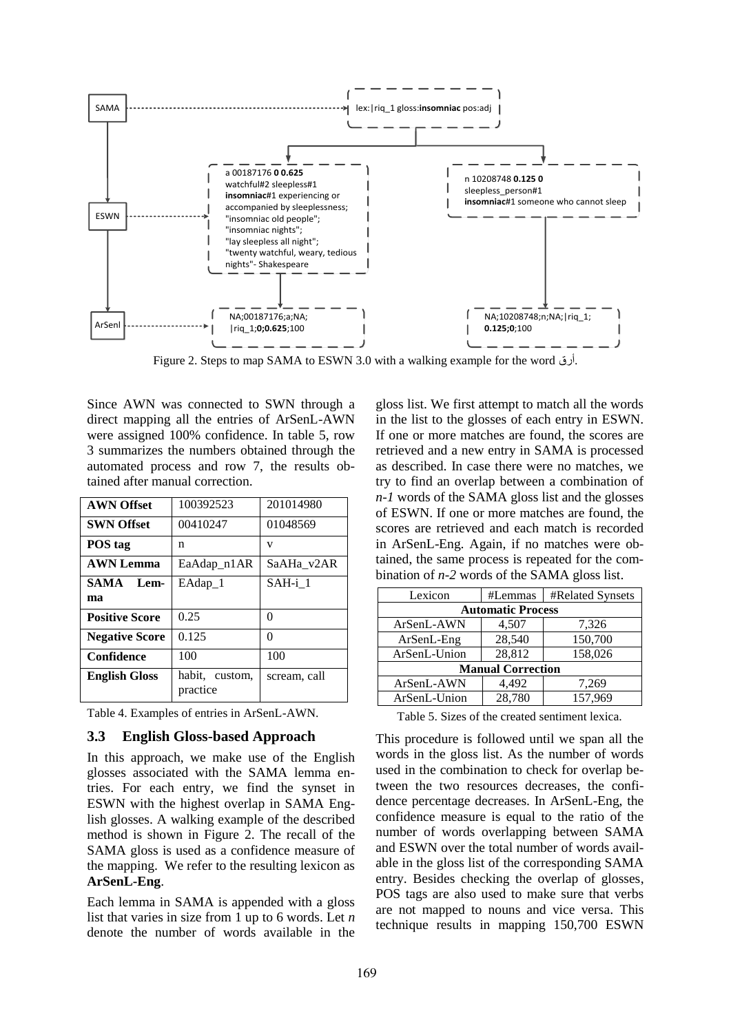Figure 2. Steps to map SAMA to ESWN 3.0 with a walking example for the word أرق.

Since AWN was connected to SWN through a direct mapping all the entries of ArSenL-AWN were assigned 100% confidence. In table 5, row 3 summarizes the numbers obtained through the automated process and row 7, the results obtained after manual correction.

| **AWN Offset** | 100392523 | 201014980 |
|---|---|---|
| **SWN Offset** | 00410247 | 01048569 |
| **POS tag** | n | v |
| **AWN Lemma** | EaAdap_n1AR | SaAHa_v2AR |
| **SAMA Lemma** | EAdap_1 | SAH-i_1 |
| **Positive Score** | 0.25 | 0 |
| **Negative Score** | 0.125 | 0 |
| **Confidence** | 100 | 100 |
| **English Gloss** | habit, custom, practice | scream, call |

Table 4. Examples of entries in ArSenL-AWN.

### 3.3 English Gloss-based Approach

In this approach, we make use of the English glosses associated with the SAMA lemma entries. For each entry, we find the synset in ESWN with the highest overlap in SAMA English glosses. A walking example of the described method is shown in Figure 2. The recall of the SAMA gloss is used as a confidence measure of the mapping. We refer to the resulting lexicon as **ArSenL-Eng**.

Each lemma in SAMA is appended with a gloss list that varies in size from 1 up to 6 words. Let $n$ denote the number of words available in the gloss list. We first attempt to match all the words in the list to the glosses of each entry in ESWN. If one or more matches are found, the scores are retrieved and a new entry in SAMA is processed as described. In case there were no matches, we try to find an overlap between a combination of $n-1$ words of the SAMA gloss list and the glosses of ESWN. If one or more matches are found, the scores are retrieved and each match is recorded in ArSenL-Eng. Again, if no matches were obtained, the same process is repeated for the combination of $n-2$ words of the SAMA gloss list.

| Lexicon | #Lemmas | #Related Synsets |
|---|---|---|
| **Automatic Process** | | |
| ArSenL-AWN | 4,507 | 7,326 |
| ArSenL-Eng | 28,540 | 150,700 |
| ArSenL-Union | 28,812 | 158,026 |
| **Manual Correction** | | |
| ArSenL-AWN | 4,492 | 7,269 |
| ArSenL-Union | 28,780 | 157,969 |

Table 5. Sizes of the created sentiment lexica.

This procedure is followed until we span all the words in the gloss list. As the number of words used in the combination to check for overlap between the two resources decreases, the confidence percentage decreases. In ArSenL-Eng, the confidence measure is equal to the ratio of the number of words overlapping between SAMA and ESWN over the total number of words available in the gloss list of the corresponding SAMA entry. Besides checking the overlap of glosses, POS tags are also used to make sure that verbs are not mapped to nouns and vice versa. This technique results in mapping 150,700 ESWN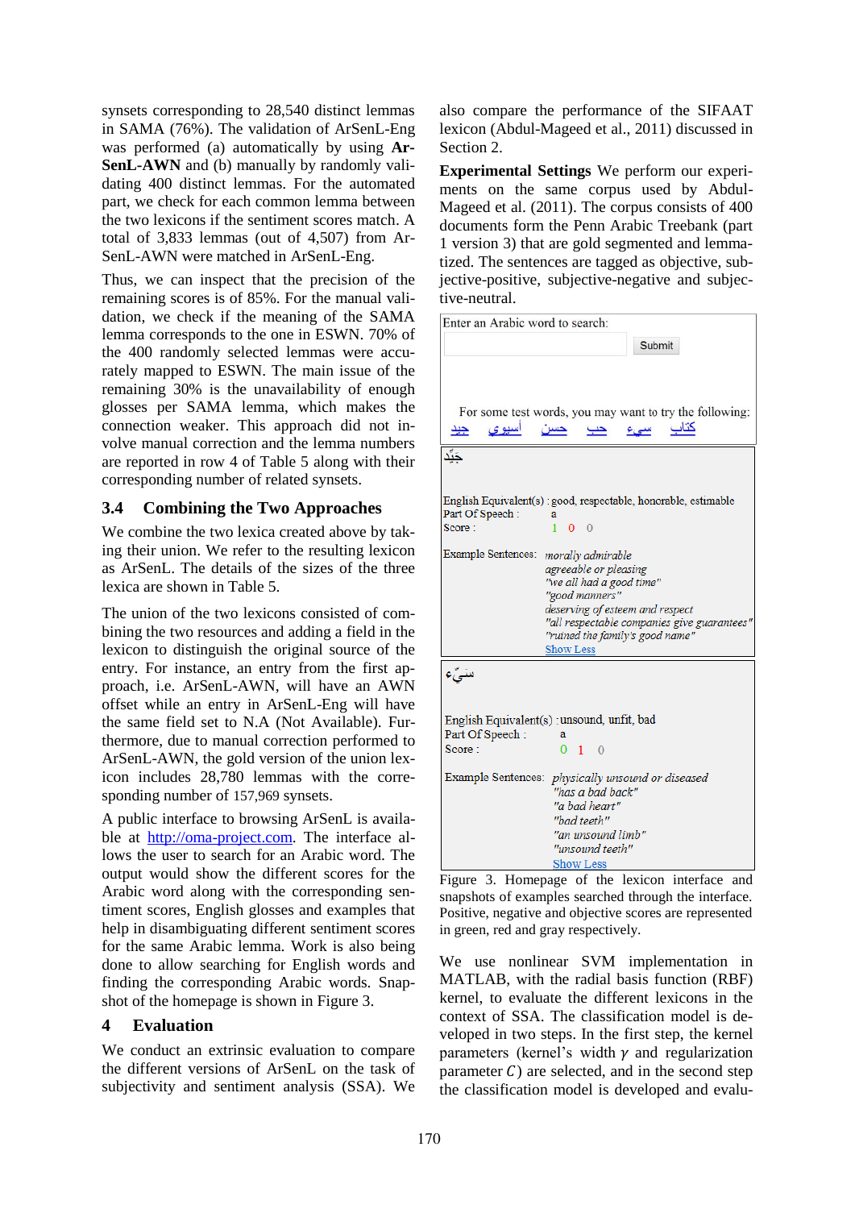synsets corresponding to 28,540 distinct lemmas in SAMA (76%). The validation of ArSenL-Eng was performed (a) automatically by using **ArSenL-AWN** and (b) manually by randomly validating 400 distinct lemmas. For the automated part, we check for each common lemma between the two lexicons if the sentiment scores match. A total of 3,833 lemmas (out of 4,507) from ArSenL-AWN were matched in ArSenL-Eng.

Thus, we can inspect that the precision of the remaining scores is of 85%. For the manual validation, we check if the meaning of the SAMA lemma corresponds to the one in ESWN. 70% of the 400 randomly selected lemmas were accurately mapped to ESWN. The main issue of the remaining 30% is the unavailability of enough glosses per SAMA lemma, which makes the connection weaker. This approach did not involve manual correction and the lemma numbers are reported in row 4 of Table 5 along with their corresponding number of related synsets.

## 3.4 Combining the Two Approaches

We combine the two lexica created above by taking their union. We refer to the resulting lexicon as ArSenL. The details of the sizes of the three lexica are shown in Table 5.

The union of the two lexicons consisted of combining the two resources and adding a field in the lexicon to distinguish the original source of the entry. For instance, an entry from the first approach, i.e. ArSenL-AWN, will have an AWN offset while an entry in ArSenL-Eng will have the same field set to N.A (Not Available). Furthermore, due to manual correction performed to ArSenL-AWN, the gold version of the union lexicon includes 28,780 lemmas with the corresponding number of 157,969 synsets.

A public interface to browsing ArSenL is available at http://oma-project.com. The interface allows the user to search for an Arabic word. The output would show the different scores for the Arabic word along with the corresponding sentiment scores, English glosses and examples that help in disambiguating different sentiment scores for the same Arabic lemma. Work is also being done to allow searching for English words and finding the corresponding Arabic words. Snapshot of the homepage is shown in Figure 3.

# 4 Evaluation

We conduct an extrinsic evaluation to compare the different versions of ArSenL on the task of subjectivity and sentiment analysis (SSA). We also compare the performance of the SIFAAT lexicon (Abdul-Mageed et al., 2011) discussed in Section 2.

**Experimental Settings** We perform our experiments on the same corpus used by Abdul-Mageed et al. (2011). The corpus consists of 400 documents form the Penn Arabic Treebank (part 1 version 3) that are gold segmented and lemmatized. The sentences are tagged as objective, subjective-positive, subjective-negative and subjective-neutral.

Enter an Arabic word to search:

Submit

For some test words, you may want to try the following: جيّد أسيوي حسن حب سيء كتاب

جَيِّد

English Equivalent(s) : good, respectable, honorable, estimable
Part Of Speech : a
Score : 1 0 0

Example Sentences: morally admirable
agreeable or pleasing
"we all had a good time"
"good manners"
deserving of esteem and respect
"all respectable companies give guarantees"
"ruined the family's good name"
Show Less

سَيِّء

English Equivalent(s) : unsound, unfit, bad
Part Of Speech : a
Score : 0 1 0

Example Sentences: physically unsound or diseased
"has a bad back"
"a bad heart"
"bad teeth"
"an unsound limb"
"unsound teeth"
Show Less

Figure 3. Homepage of the lexicon interface and snapshots of examples searched through the interface. Positive, negative and objective scores are represented in green, red and gray respectively.

We use nonlinear SVM implementation in MATLAB, with the radial basis function (RBF) kernel, to evaluate the different lexicons in the context of SSA. The classification model is developed in two steps. In the first step, the kernel parameters (kernel's width $\gamma$ and regularization parameter $C$) are selected, and in the second step the classification model is developed and evalu-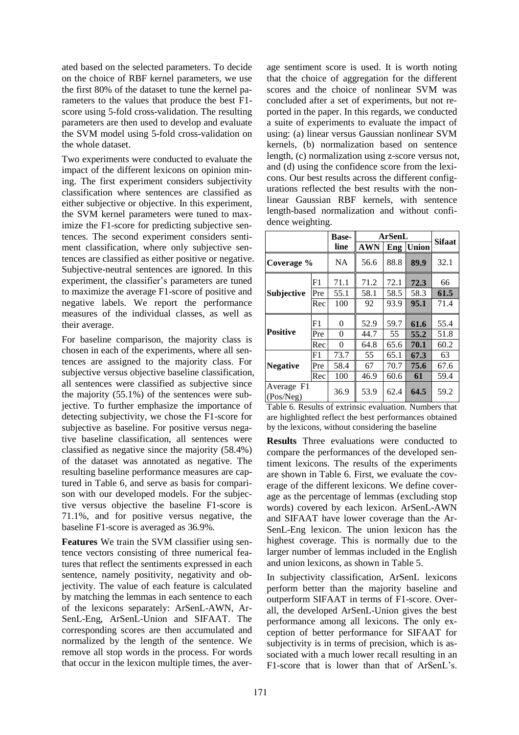ated based on the selected parameters. To decide on the choice of RBF kernel parameters, we use the first 80% of the dataset to tune the kernel parameters to the values that produce the best F1-score using 5-fold cross-validation. The resulting parameters are then used to develop and evaluate the SVM model using 5-fold cross-validation on the whole dataset.

Two experiments were conducted to evaluate the impact of the different lexicons on opinion mining. The first experiment considers subjectivity classification where sentences are classified as either subjective or objective. In this experiment, the SVM kernel parameters were tuned to maximize the F1-score for predicting subjective sentences. The second experiment considers sentiment classification, where only subjective sentences are classified as either positive or negative. Subjective-neutral sentences are ignored. In this experiment, the classifier's parameters are tuned to maximize the average F1-score of positive and negative labels. We report the performance measures of the individual classes, as well as their average.

For baseline comparison, the majority class is chosen in each of the experiments, where all sentences are assigned to the majority class. For subjective versus objective baseline classification, all sentences were classified as subjective since the majority (55.1%) of the sentences were subjective. To further emphasize the importance of detecting subjectivity, we chose the F1-score for subjective as baseline. For positive versus negative baseline classification, all sentences were classified as negative since the majority (58.4%) of the dataset was annotated as negative. The resulting baseline performance measures are captured in Table 6, and serve as basis for comparison with our developed models. For the subjective versus objective the baseline F1-score is 71.1%, and for positive versus negative, the baseline F1-score is averaged as 36.9%.

**Features** We train the SVM classifier using sentence vectors consisting of three numerical features that reflect the sentiments expressed in each sentence, namely positivity, negativity and objectivity. The value of each feature is calculated by matching the lemmas in each sentence to each of the lexicons separately: ArSenL-AWN, ArSenL-Eng, ArSenL-Union and SIFAAT. The corresponding scores are then accumulated and normalized by the length of the sentence. We remove all stop words in the process. For words that occur in the lexicon multiple times, the average sentiment score is used. It is worth noting that the choice of aggregation for the different scores and the choice of nonlinear SVM was concluded after a set of experiments, but not reported in the paper. In this regards, we conducted a suite of experiments to evaluate the impact of using: (a) linear versus Gaussian nonlinear SVM kernels, (b) normalization based on sentence length, (c) normalization using z-score versus not, and (d) using the confidence score from the lexicons. Our best results across the different configurations reflected the best results with the nonlinear Gaussian RBF kernels, with sentence length-based normalization and without confidence weighting.

| | | Base-line | ArSenL | | | Sifaat |
|---|---|---|---|---|---|---|
| | | | AWN | Eng | Union | |
| Coverage % | | NA | 56.6 | 88.8 | **89.9** | 32.1 |
| Subjective | F1 | 71.1 | 71.2 | 72.1 | **72.3** | 66 |
| | Pre | 55.1 | 58.1 | 58.5 | 58.3 | **61.5** |
| | Rec | 100 | 92 | 93.9 | **95.1** | 71.4 |
| Positive | F1 | 0 | 52.9 | 59.7 | **61.6** | 55.4 |
| | Pre | 0 | 44.7 | 55 | **55.2** | 51.8 |
| | Rec | 0 | 64.8 | 65.6 | **70.1** | 60.2 |
| Negative | F1 | 73.7 | 55 | 65.1 | **67.3** | 63 |
| | Pre | 58.4 | 67 | 70.7 | **75.6** | 67.6 |
| | Rec | 100 | 46.9 | 60.6 | **61** | 59.4 |
| Average F1 (Pos/Neg) | | 36.9 | 53.9 | 62.4 | **64.5** | 59.2 |

Table 6. Results of extrinsic evaluation. Numbers that are highlighted reflect the best performances obtained by the lexicons, without considering the baseline

**Results** Three evaluations were conducted to compare the performances of the developed sentiment lexicons. The results of the experiments are shown in Table 6. First, we evaluate the coverage of the different lexicons. We define coverage as the percentage of lemmas (excluding stop words) covered by each lexicon. ArSenL-AWN and SIFAAT have lower coverage than the ArSenL-Eng lexicon. The union lexicon has the highest coverage. This is normally due to the larger number of lemmas included in the English and union lexicons, as shown in Table 5.

In subjectivity classification, ArSenL lexicons perform better than the majority baseline and outperform SIFAAT in terms of F1-score. Overall, the developed ArSenL-Union gives the best performance among all lexicons. The only exception of better performance for SIFAAT for subjectivity is in terms of precision, which is associated with a much lower recall resulting in an F1-score that is lower than that of ArSenL's.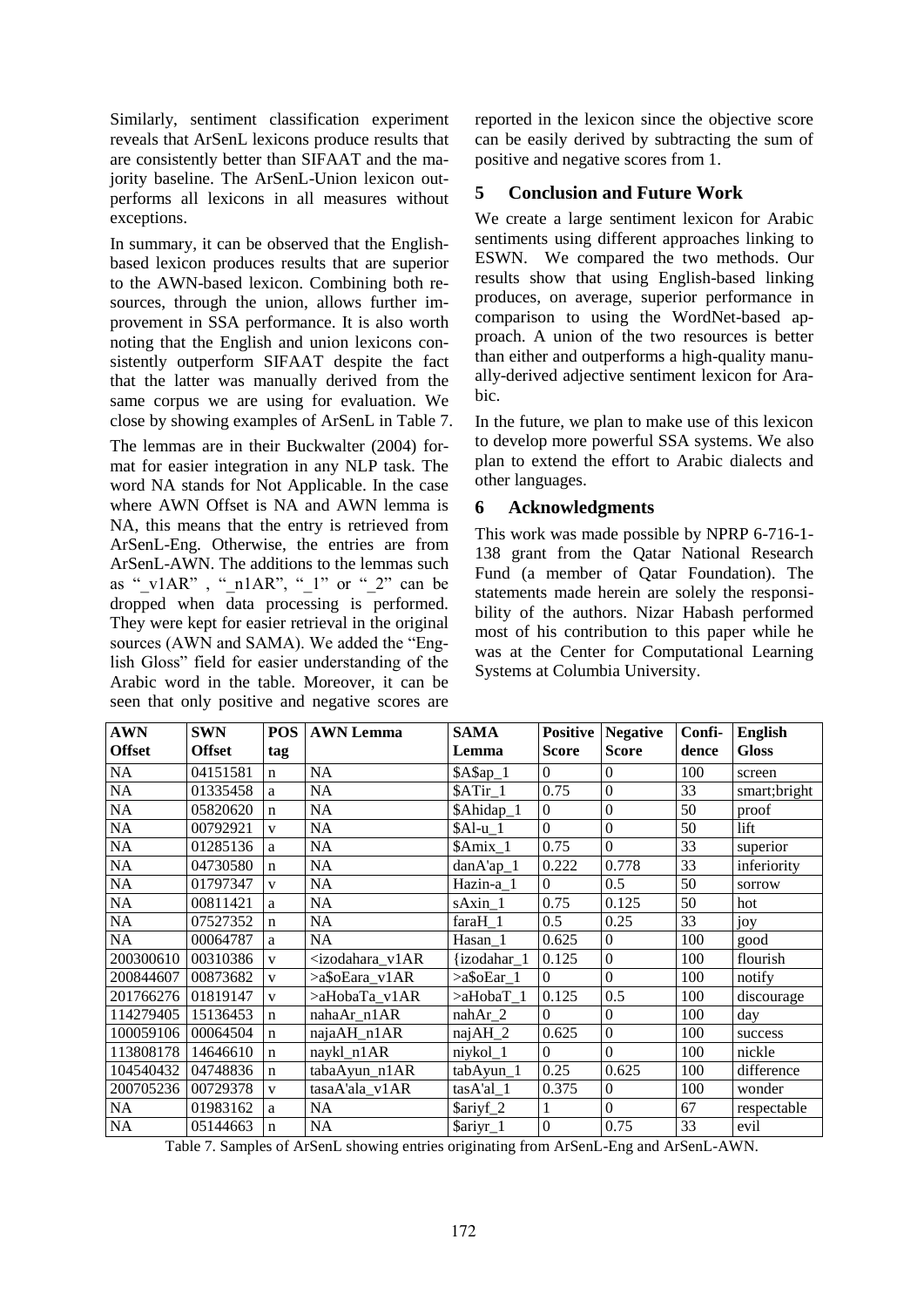Similarly, sentiment classification experiment reveals that ArSenL lexicons produce results that are consistently better than SIFAAT and the majority baseline. The ArSenL-Union lexicon outperforms all lexicons in all measures without exceptions.

In summary, it can be observed that the English-based lexicon produces results that are superior to the AWN-based lexicon. Combining both resources, through the union, allows further improvement in SSA performance. It is also worth noting that the English and union lexicons consistently outperform SIFAAT despite the fact that the latter was manually derived from the same corpus we are using for evaluation. We close by showing examples of ArSenL in Table 7.

The lemmas are in their Buckwalter (2004) format for easier integration in any NLP task. The word NA stands for Not Applicable. In the case where AWN Offset is NA and AWN lemma is NA, this means that the entry is retrieved from ArSenL-Eng. Otherwise, the entries are from ArSenL-AWN. The additions to the lemmas such as "_v1AR" , "_n1AR", "_1" or "_2" can be dropped when data processing is performed. They were kept for easier retrieval in the original sources (AWN and SAMA). We added the "English Gloss" field for easier understanding of the Arabic word in the table. Moreover, it can be seen that only positive and negative scores are reported in the lexicon since the objective score can be easily derived by subtracting the sum of positive and negative scores from 1.

## 5 Conclusion and Future Work

We create a large sentiment lexicon for Arabic sentiments using different approaches linking to ESWN. We compared the two methods. Our results show that using English-based linking produces, on average, superior performance in comparison to using the WordNet-based approach. A union of the two resources is better than either and outperforms a high-quality manually-derived adjective sentiment lexicon for Arabic.

In the future, we plan to make use of this lexicon to develop more powerful SSA systems. We also plan to extend the effort to Arabic dialects and other languages.

## 6 Acknowledgments

This work was made possible by NPRP 6-716-1-138 grant from the Qatar National Research Fund (a member of Qatar Foundation). The statements made herein are solely the responsibility of the authors. Nizar Habash performed most of his contribution to this paper while he was at the Center for Computational Learning Systems at Columbia University.

| AWN Offset | SWN Offset | POS tag | AWN Lemma | SAMA Lemma | Positive Score | Negative Score | Confidence | English Gloss |
|---|---|---|---|---|---|---|---|---|
| NA | 04151581 | n | NA | $A$ap_1 | 0 | 0 | 100 | screen |
| NA | 01335458 | a | NA | $ATir_1 | 0.75 | 0 | 33 | smart;bright |
| NA | 05820620 | n | NA | $Ahidap_1 | 0 | 0 | 50 | proof |
| NA | 00792921 | v | NA | $Al-u_1 | 0 | 0 | 50 | lift |
| NA | 01285136 | a | NA | $Amix_1 | 0.75 | 0 | 33 | superior |
| NA | 04730580 | n | NA | danA'ap_1 | 0.222 | 0.778 | 33 | inferiority |
| NA | 01797347 | v | NA | Hazin-a_1 | 0 | 0.5 | 50 | sorrow |
| NA | 00811421 | a | NA | sAxin_1 | 0.75 | 0.125 | 50 | hot |
| NA | 07527352 | n | NA | faraH_1 | 0.5 | 0.25 | 33 | joy |
| NA | 00064787 | a | NA | Hasan_1 | 0.625 | 0 | 100 | good |
| 200300610 | 00310386 | v | <izodahara_v1AR | {izodahar_1 | 0.125 | 0 | 100 | flourish |
| 200844607 | 00873682 | v | >a$oEara_v1AR | >a$oEar_1 | 0 | 0 | 100 | notify |
| 201766276 | 01819147 | v | >aHobaTa_v1AR | >aHobaT_1 | 0.125 | 0.5 | 100 | discourage |
| 114279405 | 15136453 | n | nahaAr_n1AR | nahAr_2 | 0 | 0 | 100 | day |
| 100059106 | 00064504 | n | najaAH_n1AR | najAH_2 | 0.625 | 0 | 100 | success |
| 113808178 | 14646610 | n | naykl_n1AR | niykol_1 | 0 | 0 | 100 | nickle |
| 104540432 | 04748836 | n | tabaAyun_n1AR | tabAyun_1 | 0.25 | 0.625 | 100 | difference |
| 200705236 | 00729378 | v | tasaA'ala_v1AR | tasA'al_1 | 0.375 | 0 | 100 | wonder |
| NA | 01983162 | a | NA | $ariyf_2 | 1 | 0 | 67 | respectable |
| NA | 05144663 | n | NA | $ariyr_1 | 0 | 0.75 | 33 | evil |

Table 7. Samples of ArSenL showing entries originating from ArSenL-Eng and ArSenL-AWN.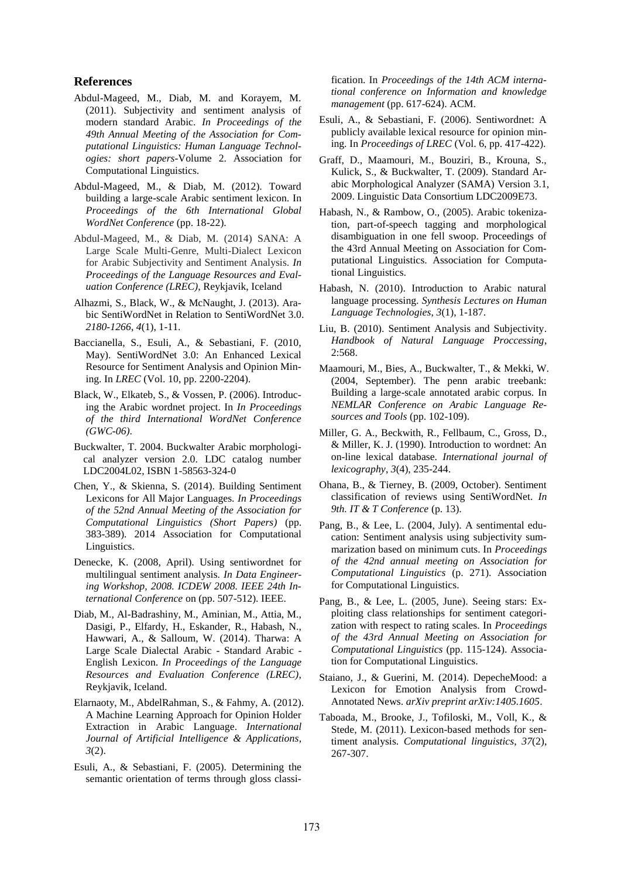## References

Abdul-Mageed, M., Diab, M. and Korayem, M. (2011). Subjectivity and sentiment analysis of modern standard Arabic. *In Proceedings of the 49th Annual Meeting of the Association for Computational Linguistics: Human Language Technologies: short papers*-Volume 2. Association for Computational Linguistics.

Abdul-Mageed, M., & Diab, M. (2012). Toward building a large-scale Arabic sentiment lexicon. In *Proceedings of the 6th International Global WordNet Conference* (pp. 18-22).

Abdul-Mageed, M., & Diab, M. (2014) SANA: A Large Scale Multi-Genre, Multi-Dialect Lexicon for Arabic Subjectivity and Sentiment Analysis. *In Proceedings of the Language Resources and Evaluation Conference (LREC)*, Reykjavik, Iceland

Alhazmi, S., Black, W., & McNaught, J. (2013). Arabic SentiWordNet in Relation to SentiWordNet 3.0. *2180-1266*, *4*(1), 1-11.

Baccianella, S., Esuli, A., & Sebastiani, F. (2010, May). SentiWordNet 3.0: An Enhanced Lexical Resource for Sentiment Analysis and Opinion Mining. In *LREC* (Vol. 10, pp. 2200-2204).

Black, W., Elkateb, S., & Vossen, P. (2006). Introducing the Arabic wordnet project. In *In Proceedings of the third International WordNet Conference (GWC-06)*.

Buckwalter, T. 2004. Buckwalter Arabic morphological analyzer version 2.0. LDC catalog number LDC2004L02, ISBN 1-58563-324-0

Chen, Y., & Skienna, S. (2014). Building Sentiment Lexicons for All Major Languages. *In Proceedings of the 52nd Annual Meeting of the Association for Computational Linguistics (Short Papers)* (pp. 383-389). 2014 Association for Computational Linguistics.

Denecke, K. (2008, April). Using sentiwordnet for multilingual sentiment analysis. *In Data Engineering Workshop, 2008. ICDEW 2008. IEEE 24th International Conference* on (pp. 507-512). IEEE.

Diab, M., Al-Badrashiny, M., Aminian, M., Attia, M., Dasigi, P., Elfardy, H., Eskander, R., Habash, N., Hawwari, A., & Salloum, W. (2014). Tharwa: A Large Scale Dialectal Arabic - Standard Arabic - English Lexicon. *In Proceedings of the Language Resources and Evaluation Conference (LREC)*, Reykjavik, Iceland.

Elarnaoty, M., AbdelRahman, S., & Fahmy, A. (2012). A Machine Learning Approach for Opinion Holder Extraction in Arabic Language. *International Journal of Artificial Intelligence & Applications*, *3*(2).

Esuli, A., & Sebastiani, F. (2005). Determining the semantic orientation of terms through gloss classification. In *Proceedings of the 14th ACM international conference on Information and knowledge management* (pp. 617-624). ACM.

Esuli, A., & Sebastiani, F. (2006). Sentiwordnet: A publicly available lexical resource for opinion mining. In *Proceedings of LREC* (Vol. 6, pp. 417-422).

Graff, D., Maamouri, M., Bouziri, B., Krouna, S., Kulick, S., & Buckwalter, T. (2009). Standard Arabic Morphological Analyzer (SAMA) Version 3.1, 2009. Linguistic Data Consortium LDC2009E73.

Habash, N., & Rambow, O., (2005). Arabic tokenization, part-of-speech tagging and morphological disambiguation in one fell swoop. Proceedings of the 43rd Annual Meeting on Association for Computational Linguistics. Association for Computational Linguistics.

Habash, N. (2010). Introduction to Arabic natural language processing. *Synthesis Lectures on Human Language Technologies*, *3*(1), 1-187.

Liu, B. (2010). Sentiment Analysis and Subjectivity. *Handbook of Natural Language Proccessing*, 2:568.

Maamouri, M., Bies, A., Buckwalter, T., & Mekki, W. (2004, September). The penn arabic treebank: Building a large-scale annotated arabic corpus. In *NEMLAR Conference on Arabic Language Resources and Tools* (pp. 102-109).

Miller, G. A., Beckwith, R., Fellbaum, C., Gross, D., & Miller, K. J. (1990). Introduction to wordnet: An on-line lexical database. *International journal of lexicography*, *3*(4), 235-244.

Ohana, B., & Tierney, B. (2009, October). Sentiment classification of reviews using SentiWordNet. *In 9th. IT & T Conference* (p. 13).

Pang, B., & Lee, L. (2004, July). A sentimental education: Sentiment analysis using subjectivity summarization based on minimum cuts. In *Proceedings of the 42nd annual meeting on Association for Computational Linguistics* (p. 271). Association for Computational Linguistics.

Pang, B., & Lee, L. (2005, June). Seeing stars: Exploiting class relationships for sentiment categorization with respect to rating scales. In *Proceedings of the 43rd Annual Meeting on Association for Computational Linguistics* (pp. 115-124). Association for Computational Linguistics.

Staiano, J., & Guerini, M. (2014). DepecheMood: a Lexicon for Emotion Analysis from Crowd-Annotated News. *arXiv preprint arXiv:1405.1605*.

Taboada, M., Brooke, J., Tofiloski, M., Voll, K., & Stede, M. (2011). Lexicon-based methods for sentiment analysis. *Computational linguistics*, *37*(2), 267-307.